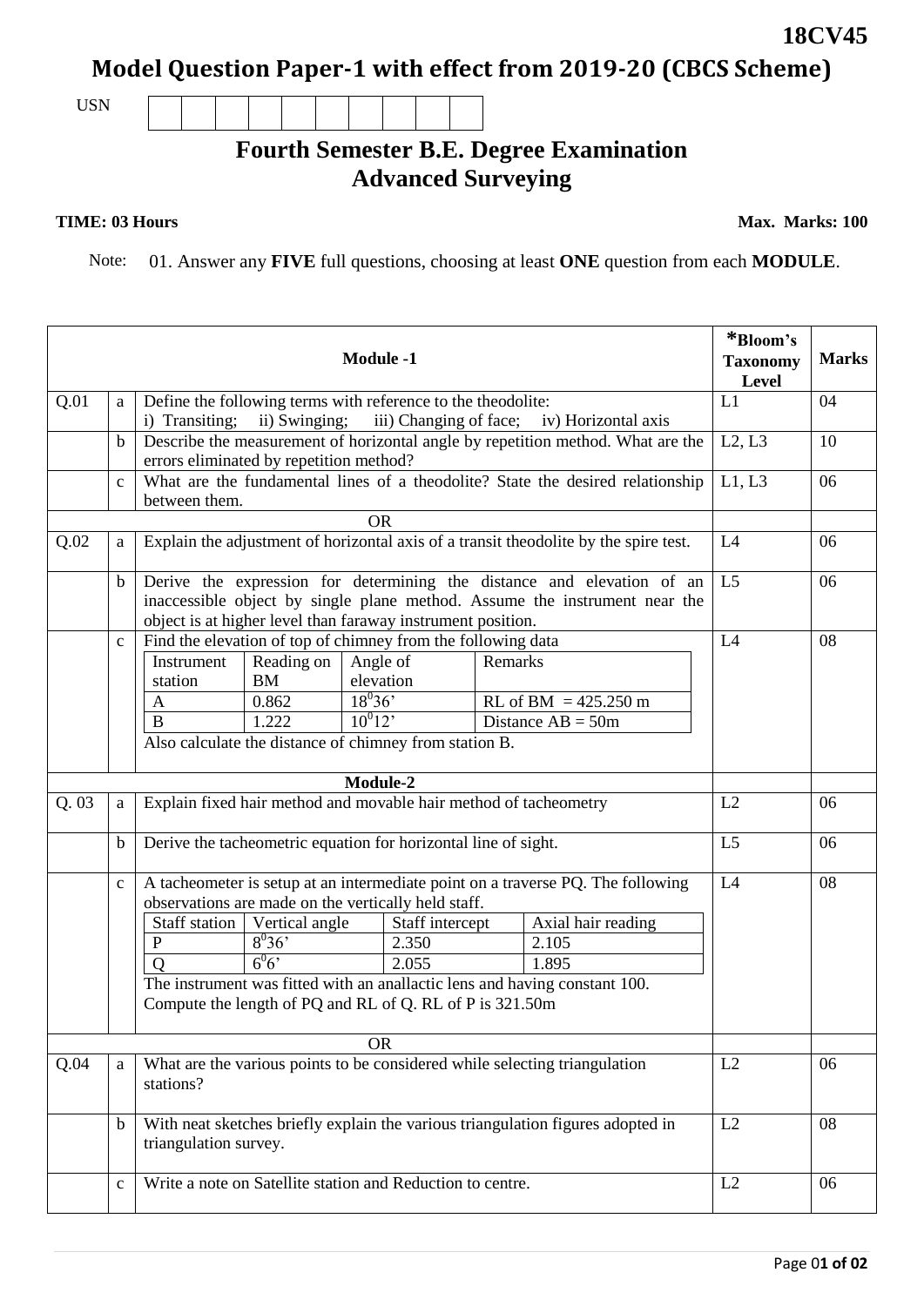18CV45

# Model Question Paper-1 with effect from 2019-20 (CBCS Scheme)

USN | | | | | | | | | |

## Fourth Semester B.E. Degree Examination
## Advanced Surveying

**TIME: 03 Hours** **Max. Marks: 100**

Note: 01. Answer any **FIVE** full questions, choosing at least **ONE** question from each **MODULE**.

| | | **Module -1** | ***Bloom's Taxonomy Level** | **Marks** |
|---|---|---|---|---|
| Q.01 | a | Define the following terms with reference to the theodolite:<br>i) Transiting; ii) Swinging; iii) Changing of face; iv) Horizontal axis | L1 | 04 |
| | b | Describe the measurement of horizontal angle by repetition method. What are the errors eliminated by repetition method? | L2, L3 | 10 |
| | c | What are the fundamental lines of a theodolite? State the desired relationship between them. | L1, L3 | 06 |
| | | OR | | |
| Q.02 | a | Explain the adjustment of horizontal axis of a transit theodolite by the spire test. | L4 | 06 |
| | b | Derive the expression for determining the distance and elevation of an inaccessible object by single plane method. Assume the instrument near the object is at higher level than faraway instrument position. | L5 | 06 |
| | c | Find the elevation of top of chimney from the following data<br>Instrument station A: Reading on BM 0.862, Angle of elevation $18^0 36'$, Remarks: RL of BM = 425.250 m<br>Instrument station B: Reading on BM 1.222, Angle of elevation $10^0 12'$, Remarks: Distance AB = 50m<br>Also calculate the distance of chimney from station B. | L4 | 08 |
| | | **Module-2** | | |
| Q. 03 | a | Explain fixed hair method and movable hair method of tacheometry | L2 | 06 |
| | b | Derive the tacheometric equation for horizontal line of sight. | L5 | 06 |
| | c | A tacheometer is setup at an intermediate point on a traverse PQ. The following observations are made on the vertically held staff.<br>Staff station P: Vertical angle $8^0 36'$, Staff intercept 2.350, Axial hair reading 2.105<br>Staff station Q: Vertical angle $6^0 6'$, Staff intercept 2.055, Axial hair reading 1.895<br>The instrument was fitted with an anallactic lens and having constant 100. Compute the length of PQ and RL of Q. RL of P is 321.50m | L4 | 08 |
| | | OR | | |
| Q.04 | a | What are the various points to be considered while selecting triangulation stations? | L2 | 06 |
| | b | With neat sketches briefly explain the various triangulation figures adopted in triangulation survey. | L2 | 08 |
| | c | Write a note on Satellite station and Reduction to centre. | L2 | 06 |

Data for Q.02 c:

| Instrument station | Reading on BM | Angle of elevation | Remarks |
|---|---|---|---|
| A | 0.862 | $18^0 36'$ | RL of BM = 425.250 m |
| B | 1.222 | $10^0 12'$ | Distance AB = 50m |

Data for Q.03 c:

| Staff station | Vertical angle | Staff intercept | Axial hair reading |
|---|---|---|---|
| P | $8^0 36'$ | 2.350 | 2.105 |
| Q | $6^0 6'$ | 2.055 | 1.895 |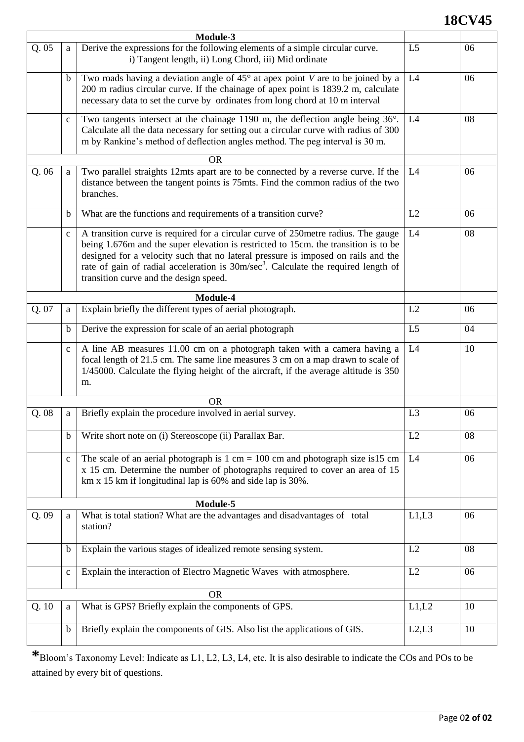| | | | | |
|---|---|---|---|---|
| | | **Module-3** | | |
| Q. 05 | a | Derive the expressions for the following elements of a simple circular curve. i) Tangent length, ii) Long Chord, iii) Mid ordinate | L5 | 06 |
| | b | Two roads having a deviation angle of 45° at apex point *V* are to be joined by a 200 m radius circular curve. If the chainage of apex point is 1839.2 m, calculate necessary data to set the curve by ordinates from long chord at 10 m interval | L4 | 06 |
| | c | Two tangents intersect at the chainage 1190 m, the deflection angle being 36°. Calculate all the data necessary for setting out a circular curve with radius of 300 m by Rankine's method of deflection angles method. The peg interval is 30 m. | L4 | 08 |
| | | OR | | |
| Q. 06 | a | Two parallel straights 12mts apart are to be connected by a reverse curve. If the distance between the tangent points is 75mts. Find the common radius of the two branches. | L4 | 06 |
| | b | What are the functions and requirements of a transition curve? | L2 | 06 |
| | c | A transition curve is required for a circular curve of 250metre radius. The gauge being 1.676m and the super elevation is restricted to 15cm. the transition is to be designed for a velocity such that no lateral pressure is imposed on rails and the rate of gain of radial acceleration is $30 m/sec^3$. Calculate the required length of transition curve and the design speed. | L4 | 08 |
| | | **Module-4** | | |
| Q. 07 | a | Explain briefly the different types of aerial photograph. | L2 | 06 |
| | b | Derive the expression for scale of an aerial photograph | L5 | 04 |
| | c | A line AB measures 11.00 cm on a photograph taken with a camera having a focal length of 21.5 cm. The same line measures 3 cm on a map drawn to scale of 1/45000. Calculate the flying height of the aircraft, if the average altitude is 350 m. | L4 | 10 |
| | | OR | | |
| Q. 08 | a | Briefly explain the procedure involved in aerial survey. | L3 | 06 |
| | b | Write short note on (i) Stereoscope (ii) Parallax Bar. | L2 | 08 |
| | c | The scale of an aerial photograph is 1 cm = 100 cm and photograph size is15 cm x 15 cm. Determine the number of photographs required to cover an area of 15 km x 15 km if longitudinal lap is 60% and side lap is 30%. | L4 | 06 |
| | | **Module-5** | | |
| Q. 09 | a | What is total station? What are the advantages and disadvantages of total station? | L1,L3 | 06 |
| | b | Explain the various stages of idealized remote sensing system. | L2 | 08 |
| | c | Explain the interaction of Electro Magnetic Waves with atmosphere. | L2 | 06 |
| | | OR | | |
| Q. 10 | a | What is GPS? Briefly explain the components of GPS. | L1,L2 | 10 |
| | b | Briefly explain the components of GIS. Also list the applications of GIS. | L2,L3 | 10 |

*Bloom's Taxonomy Level: Indicate as L1, L2, L3, L4, etc. It is also desirable to indicate the COs and POs to be attained by every bit of questions.